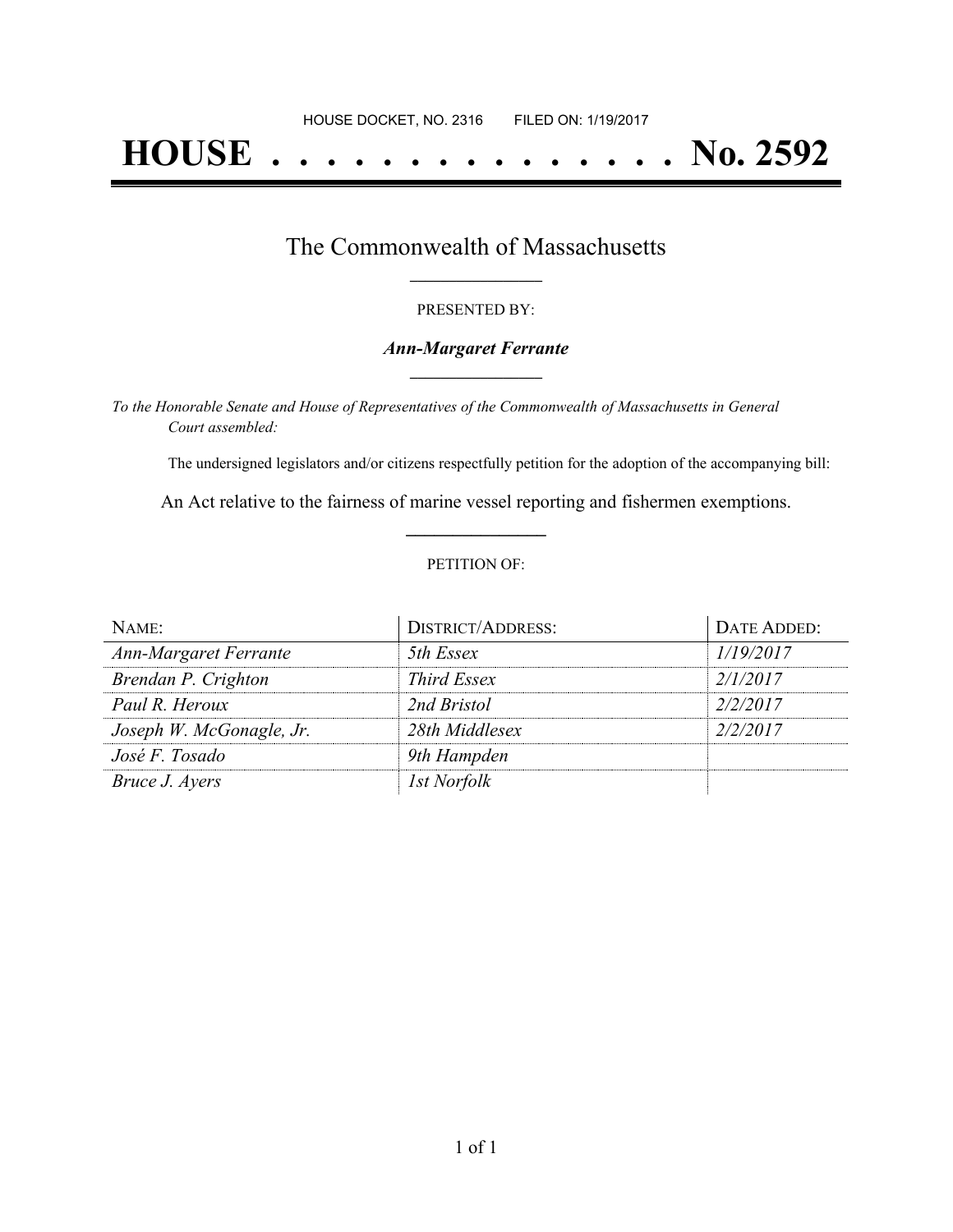HOUSE DOCKET, NO. 2316 FILED ON: 1/19/2017

# HOUSE . . . . . . . . . . . . . . . No. 2592

## The Commonwealth of Massachusetts

PRESENTED BY:

***Ann-Margaret Ferrante***

*To the Honorable Senate and House of Representatives of the Commonwealth of Massachusetts in General Court assembled:*

The undersigned legislators and/or citizens respectfully petition for the adoption of the accompanying bill:

An Act relative to the fairness of marine vessel reporting and fishermen exemptions.

PETITION OF:

| NAME: | DISTRICT/ADDRESS: | DATE ADDED: |
|---|---|---|
| *Ann-Margaret Ferrante* | *5th Essex* | *1/19/2017* |
| *Brendan P. Crighton* | *Third Essex* | *2/1/2017* |
| *Paul R. Heroux* | *2nd Bristol* | *2/2/2017* |
| *Joseph W. McGonagle, Jr.* | *28th Middlesex* | *2/2/2017* |
| *José F. Tosado* | *9th Hampden* | |
| *Bruce J. Ayers* | *1st Norfolk* | |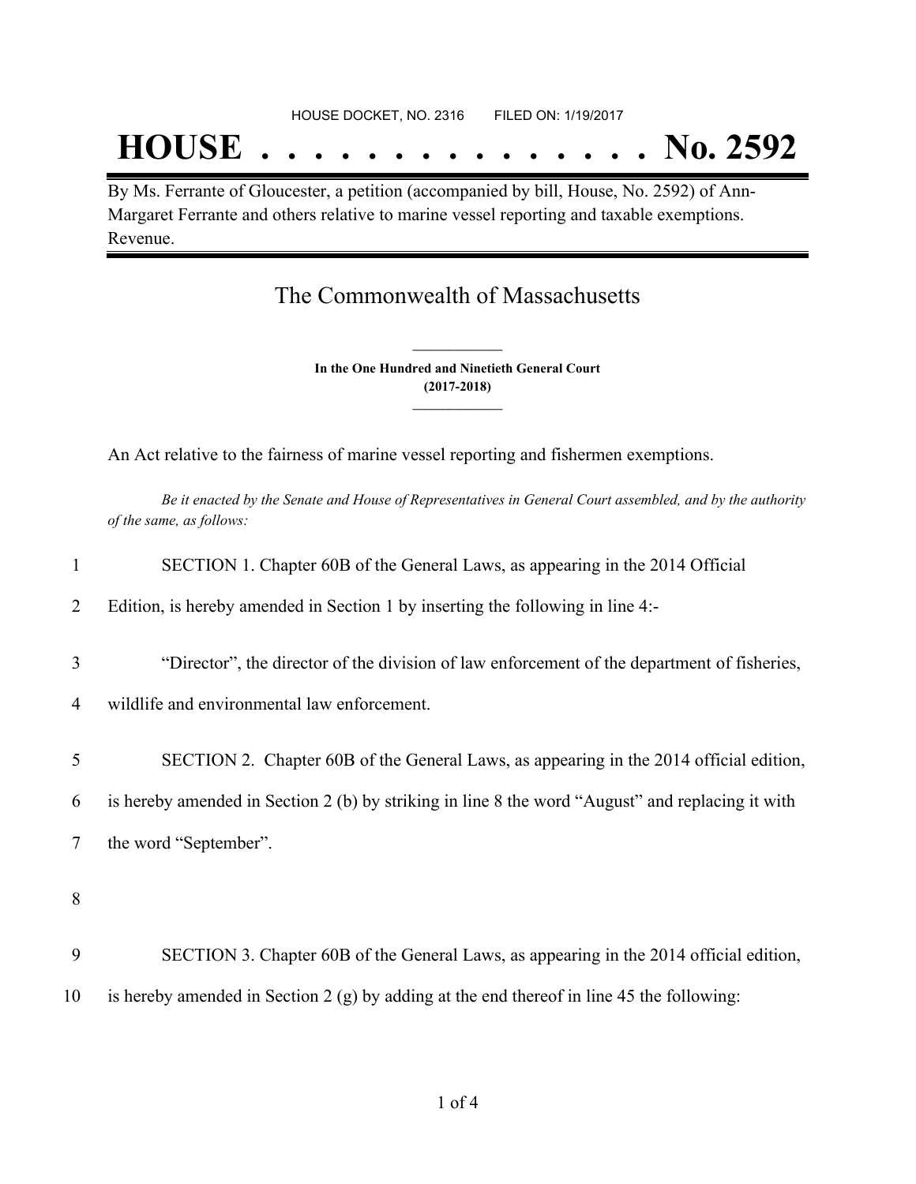HOUSE DOCKET, NO. 2316 FILED ON: 1/19/2017

# HOUSE . . . . . . . . . . . . . . . No. 2592

By Ms. Ferrante of Gloucester, a petition (accompanied by bill, House, No. 2592) of Ann-Margaret Ferrante and others relative to marine vessel reporting and taxable exemptions. Revenue.

## The Commonwealth of Massachusetts

**In the One Hundred and Ninetieth General Court**
**(2017-2018)**

An Act relative to the fairness of marine vessel reporting and fishermen exemptions.

*Be it enacted by the Senate and House of Representatives in General Court assembled, and by the authority of the same, as follows:*

1 SECTION 1. Chapter 60B of the General Laws, as appearing in the 2014 Official
2 Edition, is hereby amended in Section 1 by inserting the following in line 4:-

3 "Director", the director of the division of law enforcement of the department of fisheries,
4 wildlife and environmental law enforcement.

5 SECTION 2. Chapter 60B of the General Laws, as appearing in the 2014 official edition,
6 is hereby amended in Section 2 (b) by striking in line 8 the word "August" and replacing it with
7 the word "September".

8

9 SECTION 3. Chapter 60B of the General Laws, as appearing in the 2014 official edition,
10 is hereby amended in Section 2 (g) by adding at the end thereof in line 45 the following: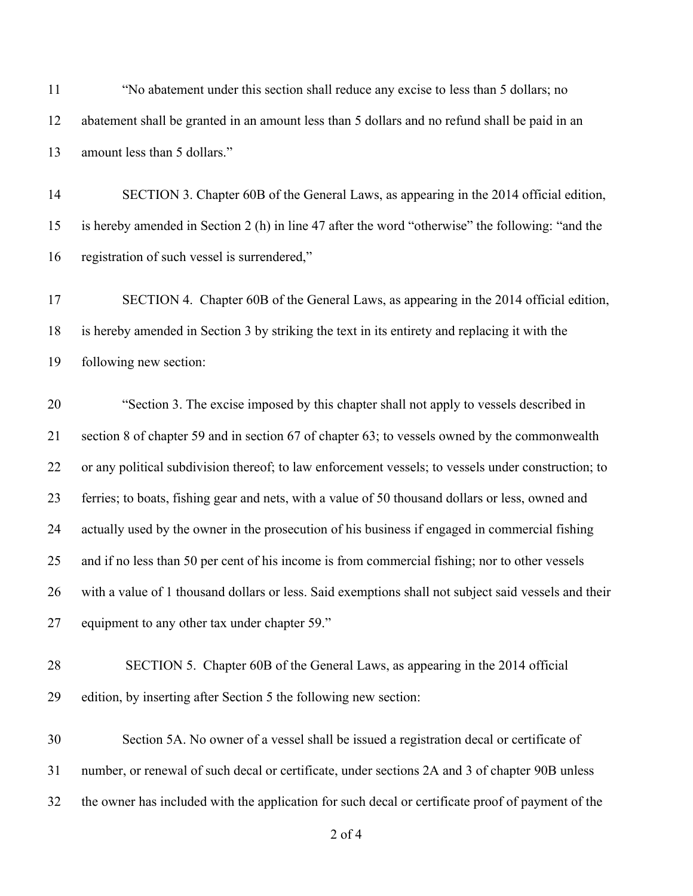"No abatement under this section shall reduce any excise to less than 5 dollars; no abatement shall be granted in an amount less than 5 dollars and no refund shall be paid in an amount less than 5 dollars."

SECTION 3. Chapter 60B of the General Laws, as appearing in the 2014 official edition, is hereby amended in Section 2 (h) in line 47 after the word "otherwise" the following: "and the registration of such vessel is surrendered,"

SECTION 4. Chapter 60B of the General Laws, as appearing in the 2014 official edition, is hereby amended in Section 3 by striking the text in its entirety and replacing it with the following new section:

"Section 3. The excise imposed by this chapter shall not apply to vessels described in section 8 of chapter 59 and in section 67 of chapter 63; to vessels owned by the commonwealth or any political subdivision thereof; to law enforcement vessels; to vessels under construction; to ferries; to boats, fishing gear and nets, with a value of 50 thousand dollars or less, owned and actually used by the owner in the prosecution of his business if engaged in commercial fishing and if no less than 50 per cent of his income is from commercial fishing; nor to other vessels with a value of 1 thousand dollars or less. Said exemptions shall not subject said vessels and their equipment to any other tax under chapter 59."

SECTION 5. Chapter 60B of the General Laws, as appearing in the 2014 official edition, by inserting after Section 5 the following new section:

Section 5A. No owner of a vessel shall be issued a registration decal or certificate of number, or renewal of such decal or certificate, under sections 2A and 3 of chapter 90B unless the owner has included with the application for such decal or certificate proof of payment of the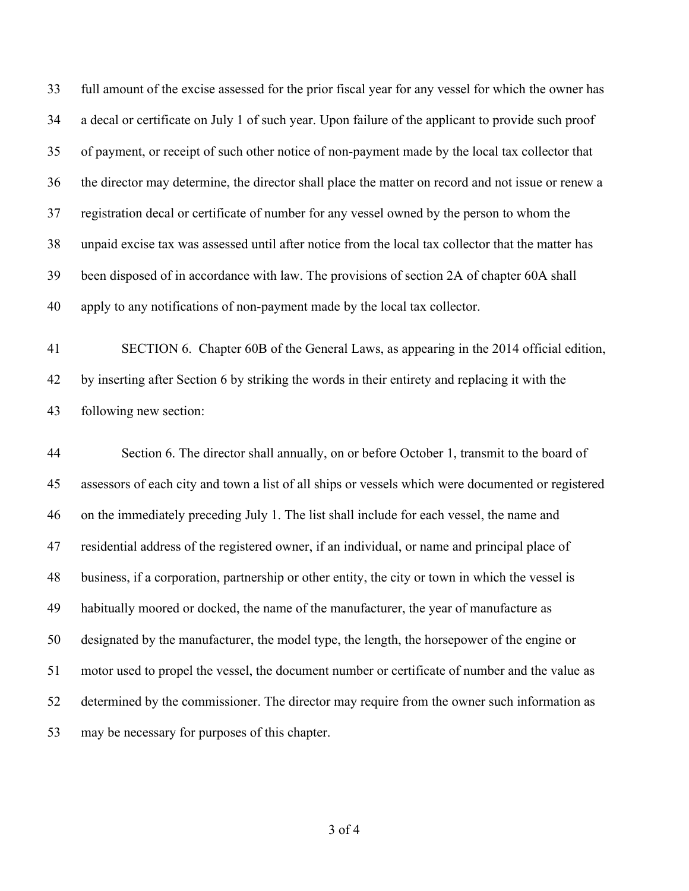full amount of the excise assessed for the prior fiscal year for any vessel for which the owner has a decal or certificate on July 1 of such year. Upon failure of the applicant to provide such proof of payment, or receipt of such other notice of non-payment made by the local tax collector that the director may determine, the director shall place the matter on record and not issue or renew a registration decal or certificate of number for any vessel owned by the person to whom the unpaid excise tax was assessed until after notice from the local tax collector that the matter has been disposed of in accordance with law. The provisions of section 2A of chapter 60A shall apply to any notifications of non-payment made by the local tax collector.

SECTION 6. Chapter 60B of the General Laws, as appearing in the 2014 official edition, by inserting after Section 6 by striking the words in their entirety and replacing it with the following new section:

Section 6. The director shall annually, on or before October 1, transmit to the board of assessors of each city and town a list of all ships or vessels which were documented or registered on the immediately preceding July 1. The list shall include for each vessel, the name and residential address of the registered owner, if an individual, or name and principal place of business, if a corporation, partnership or other entity, the city or town in which the vessel is habitually moored or docked, the name of the manufacturer, the year of manufacture as designated by the manufacturer, the model type, the length, the horsepower of the engine or motor used to propel the vessel, the document number or certificate of number and the value as determined by the commissioner. The director may require from the owner such information as may be necessary for purposes of this chapter.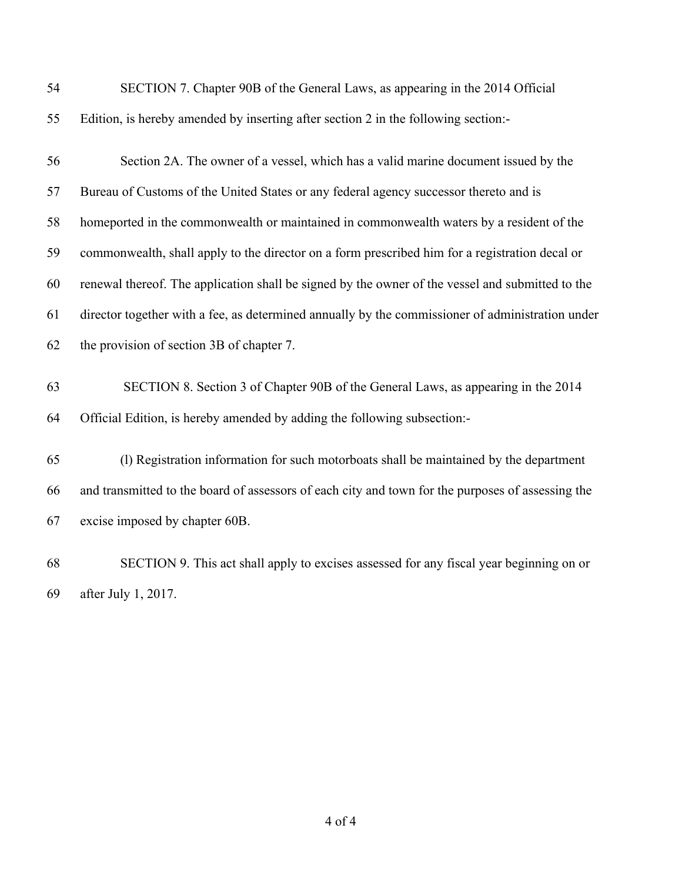SECTION 7. Chapter 90B of the General Laws, as appearing in the 2014 Official Edition, is hereby amended by inserting after section 2 in the following section:-

Section 2A. The owner of a vessel, which has a valid marine document issued by the Bureau of Customs of the United States or any federal agency successor thereto and is homeported in the commonwealth or maintained in commonwealth waters by a resident of the commonwealth, shall apply to the director on a form prescribed him for a registration decal or renewal thereof. The application shall be signed by the owner of the vessel and submitted to the director together with a fee, as determined annually by the commissioner of administration under the provision of section 3B of chapter 7.

SECTION 8. Section 3 of Chapter 90B of the General Laws, as appearing in the 2014 Official Edition, is hereby amended by adding the following subsection:-

(l) Registration information for such motorboats shall be maintained by the department and transmitted to the board of assessors of each city and town for the purposes of assessing the excise imposed by chapter 60B.

SECTION 9. This act shall apply to excises assessed for any fiscal year beginning on or after July 1, 2017.